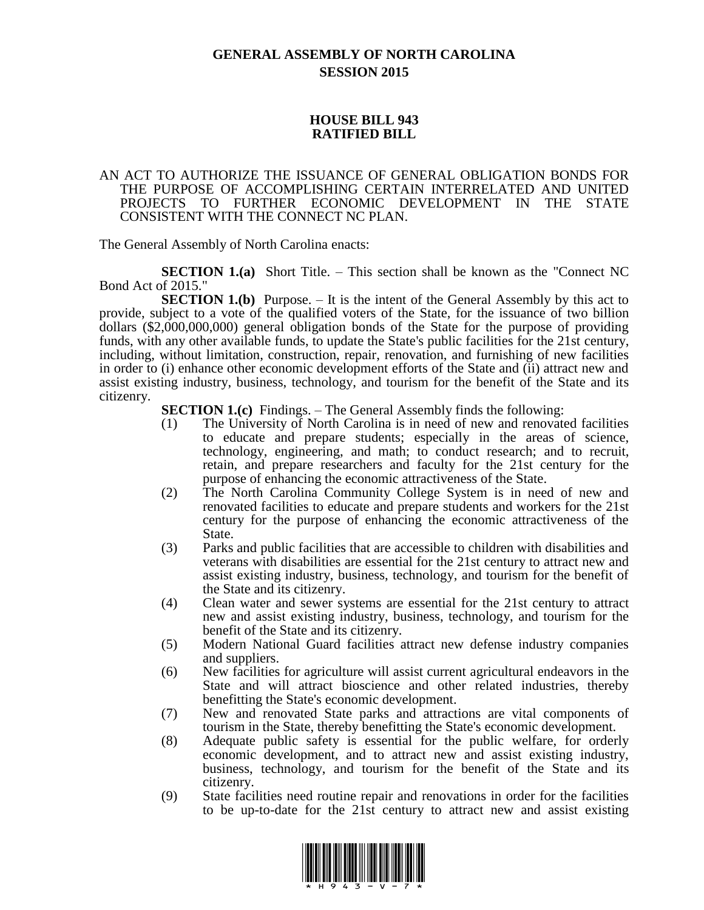**GENERAL ASSEMBLY OF NORTH CAROLINA**
**SESSION 2015**

**HOUSE BILL 943**
**RATIFIED BILL**

AN ACT TO AUTHORIZE THE ISSUANCE OF GENERAL OBLIGATION BONDS FOR THE PURPOSE OF ACCOMPLISHING CERTAIN INTERRELATED AND UNITED PROJECTS TO FURTHER ECONOMIC DEVELOPMENT IN THE STATE CONSISTENT WITH THE CONNECT NC PLAN.

The General Assembly of North Carolina enacts:

**SECTION 1.(a)** Short Title. – This section shall be known as the "Connect NC Bond Act of 2015."

**SECTION 1.(b)** Purpose. – It is the intent of the General Assembly by this act to provide, subject to a vote of the qualified voters of the State, for the issuance of two billion dollars ($2,000,000,000) general obligation bonds of the State for the purpose of providing funds, with any other available funds, to update the State's public facilities for the 21st century, including, without limitation, construction, repair, renovation, and furnishing of new facilities in order to (i) enhance other economic development efforts of the State and (ii) attract new and assist existing industry, business, technology, and tourism for the benefit of the State and its citizenry.

**SECTION 1.(c)** Findings. – The General Assembly finds the following:

(1) The University of North Carolina is in need of new and renovated facilities to educate and prepare students; especially in the areas of science, technology, engineering, and math; to conduct research; and to recruit, retain, and prepare researchers and faculty for the 21st century for the purpose of enhancing the economic attractiveness of the State.

(2) The North Carolina Community College System is in need of new and renovated facilities to educate and prepare students and workers for the 21st century for the purpose of enhancing the economic attractiveness of the State.

(3) Parks and public facilities that are accessible to children with disabilities and veterans with disabilities are essential for the 21st century to attract new and assist existing industry, business, technology, and tourism for the benefit of the State and its citizenry.

(4) Clean water and sewer systems are essential for the 21st century to attract new and assist existing industry, business, technology, and tourism for the benefit of the State and its citizenry.

(5) Modern National Guard facilities attract new defense industry companies and suppliers.

(6) New facilities for agriculture will assist current agricultural endeavors in the State and will attract bioscience and other related industries, thereby benefitting the State's economic development.

(7) New and renovated State parks and attractions are vital components of tourism in the State, thereby benefitting the State's economic development.

(8) Adequate public safety is essential for the public welfare, for orderly economic development, and to attract new and assist existing industry, business, technology, and tourism for the benefit of the State and its citizenry.

(9) State facilities need routine repair and renovations in order for the facilities to be up-to-date for the 21st century to attract new and assist existing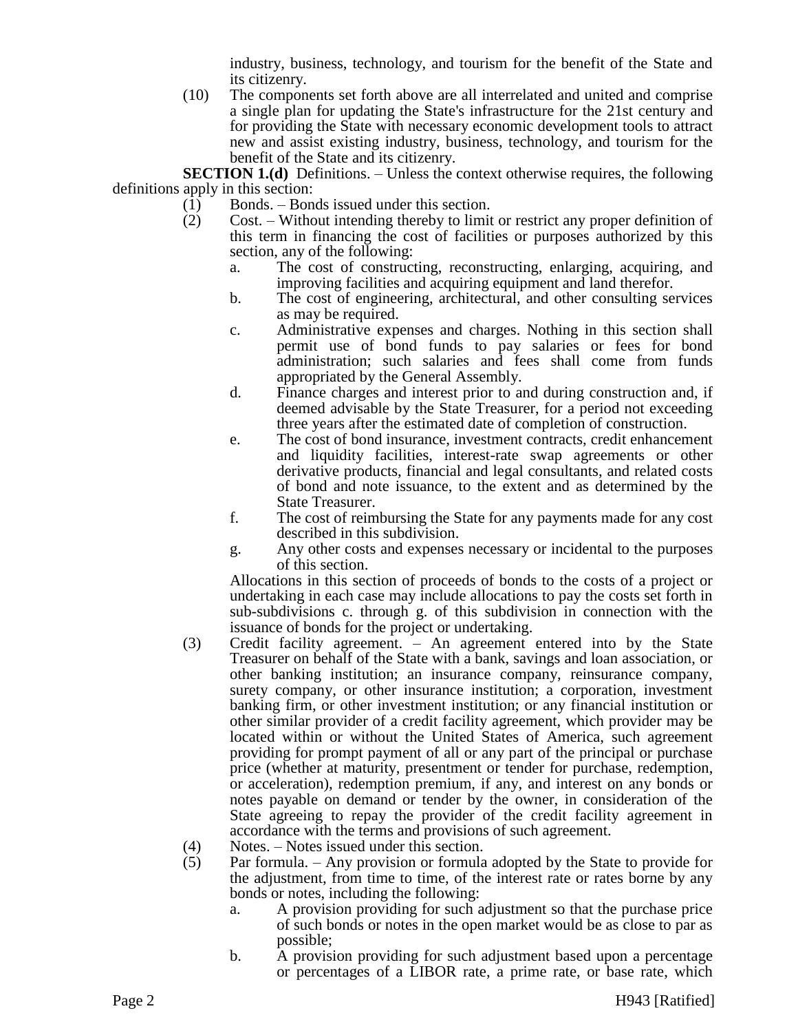industry, business, technology, and tourism for the benefit of the State and its citizenry.

(10) The components set forth above are all interrelated and united and comprise a single plan for updating the State's infrastructure for the 21st century and for providing the State with necessary economic development tools to attract new and assist existing industry, business, technology, and tourism for the benefit of the State and its citizenry.

**SECTION 1.(d)** Definitions. – Unless the context otherwise requires, the following definitions apply in this section:

(1) Bonds. – Bonds issued under this section.

(2) Cost. – Without intending thereby to limit or restrict any proper definition of this term in financing the cost of facilities or purposes authorized by this section, any of the following:

a. The cost of constructing, reconstructing, enlarging, acquiring, and improving facilities and acquiring equipment and land therefor.

b. The cost of engineering, architectural, and other consulting services as may be required.

c. Administrative expenses and charges. Nothing in this section shall permit use of bond funds to pay salaries or fees for bond administration; such salaries and fees shall come from funds appropriated by the General Assembly.

d. Finance charges and interest prior to and during construction and, if deemed advisable by the State Treasurer, for a period not exceeding three years after the estimated date of completion of construction.

e. The cost of bond insurance, investment contracts, credit enhancement and liquidity facilities, interest-rate swap agreements or other derivative products, financial and legal consultants, and related costs of bond and note issuance, to the extent and as determined by the State Treasurer.

f. The cost of reimbursing the State for any payments made for any cost described in this subdivision.

g. Any other costs and expenses necessary or incidental to the purposes of this section.

Allocations in this section of proceeds of bonds to the costs of a project or undertaking in each case may include allocations to pay the costs set forth in sub-subdivisions c. through g. of this subdivision in connection with the issuance of bonds for the project or undertaking.

(3) Credit facility agreement. – An agreement entered into by the State Treasurer on behalf of the State with a bank, savings and loan association, or other banking institution; an insurance company, reinsurance company, surety company, or other insurance institution; a corporation, investment banking firm, or other investment institution; or any financial institution or other similar provider of a credit facility agreement, which provider may be located within or without the United States of America, such agreement providing for prompt payment of all or any part of the principal or purchase price (whether at maturity, presentment or tender for purchase, redemption, or acceleration), redemption premium, if any, and interest on any bonds or notes payable on demand or tender by the owner, in consideration of the State agreeing to repay the provider of the credit facility agreement in accordance with the terms and provisions of such agreement.

(4) Notes. – Notes issued under this section.

(5) Par formula. – Any provision or formula adopted by the State to provide for the adjustment, from time to time, of the interest rate or rates borne by any bonds or notes, including the following:

a. A provision providing for such adjustment so that the purchase price of such bonds or notes in the open market would be as close to par as possible;

b. A provision providing for such adjustment based upon a percentage or percentages of a LIBOR rate, a prime rate, or base rate, which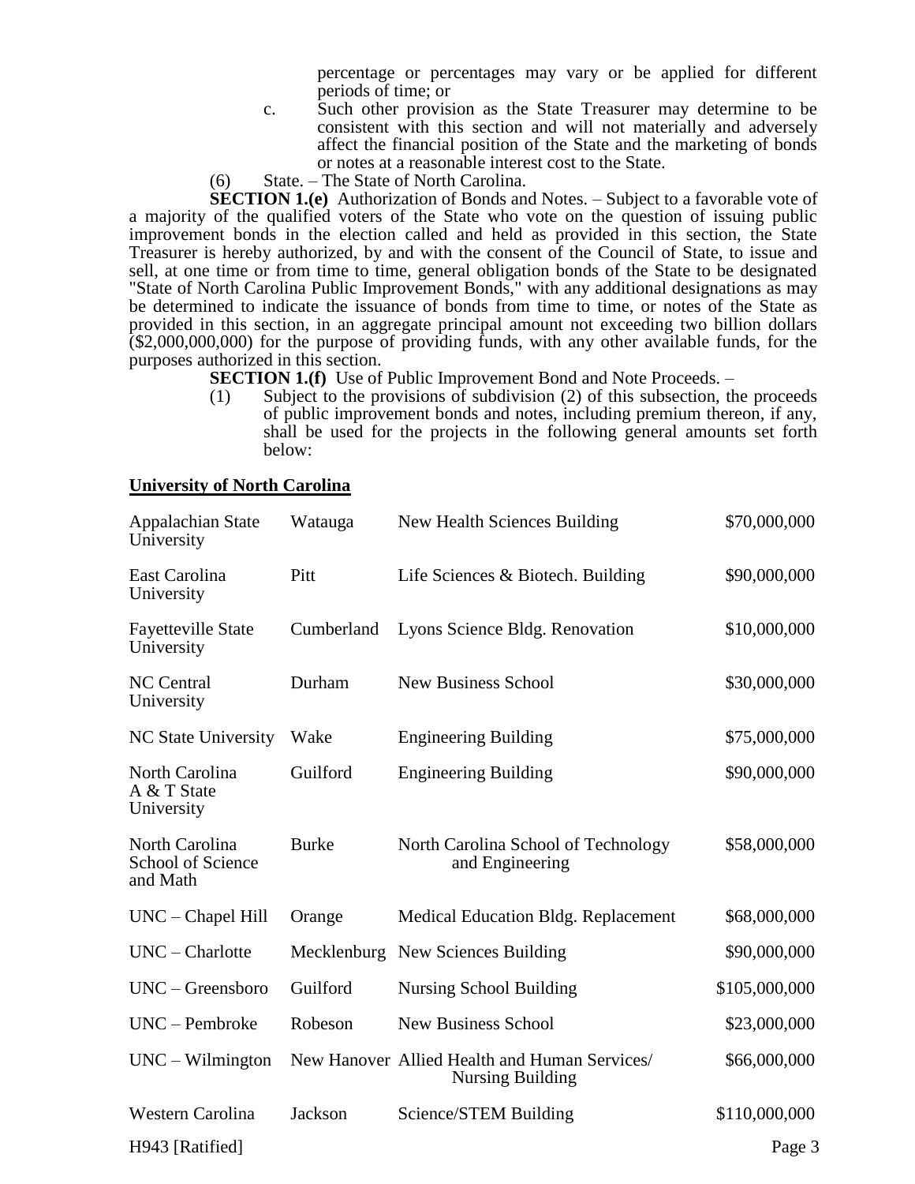percentage or percentages may vary or be applied for different periods of time; or

c. Such other provision as the State Treasurer may determine to be consistent with this section and will not materially and adversely affect the financial position of the State and the marketing of bonds or notes at a reasonable interest cost to the State.

(6) State. – The State of North Carolina.

**SECTION 1.(e)** Authorization of Bonds and Notes. – Subject to a favorable vote of a majority of the qualified voters of the State who vote on the question of issuing public improvement bonds in the election called and held as provided in this section, the State Treasurer is hereby authorized, by and with the consent of the Council of State, to issue and sell, at one time or from time to time, general obligation bonds of the State to be designated "State of North Carolina Public Improvement Bonds," with any additional designations as may be determined to indicate the issuance of bonds from time to time, or notes of the State as provided in this section, in an aggregate principal amount not exceeding two billion dollars ($2,000,000,000) for the purpose of providing funds, with any other available funds, for the purposes authorized in this section.

**SECTION 1.(f)** Use of Public Improvement Bond and Note Proceeds. –

(1) Subject to the provisions of subdivision (2) of this subsection, the proceeds of public improvement bonds and notes, including premium thereon, if any, shall be used for the projects in the following general amounts set forth below:

**University of North Carolina**

| | | | |
|---|---|---|---|
| Appalachian State University | Watauga | New Health Sciences Building | $70,000,000 |
| East Carolina University | Pitt | Life Sciences & Biotech. Building | $90,000,000 |
| Fayetteville State University | Cumberland | Lyons Science Bldg. Renovation | $10,000,000 |
| NC Central University | Durham | New Business School | $30,000,000 |
| NC State University | Wake | Engineering Building | $75,000,000 |
| North Carolina A & T State University | Guilford | Engineering Building | $90,000,000 |
| North Carolina School of Science and Math | Burke | North Carolina School of Technology and Engineering | $58,000,000 |
| UNC – Chapel Hill | Orange | Medical Education Bldg. Replacement | $68,000,000 |
| UNC – Charlotte | Mecklenburg | New Sciences Building | $90,000,000 |
| UNC – Greensboro | Guilford | Nursing School Building | $105,000,000 |
| UNC – Pembroke | Robeson | New Business School | $23,000,000 |
| UNC – Wilmington | New Hanover | Allied Health and Human Services/ Nursing Building | $66,000,000 |
| Western Carolina | Jackson | Science/STEM Building | $110,000,000 |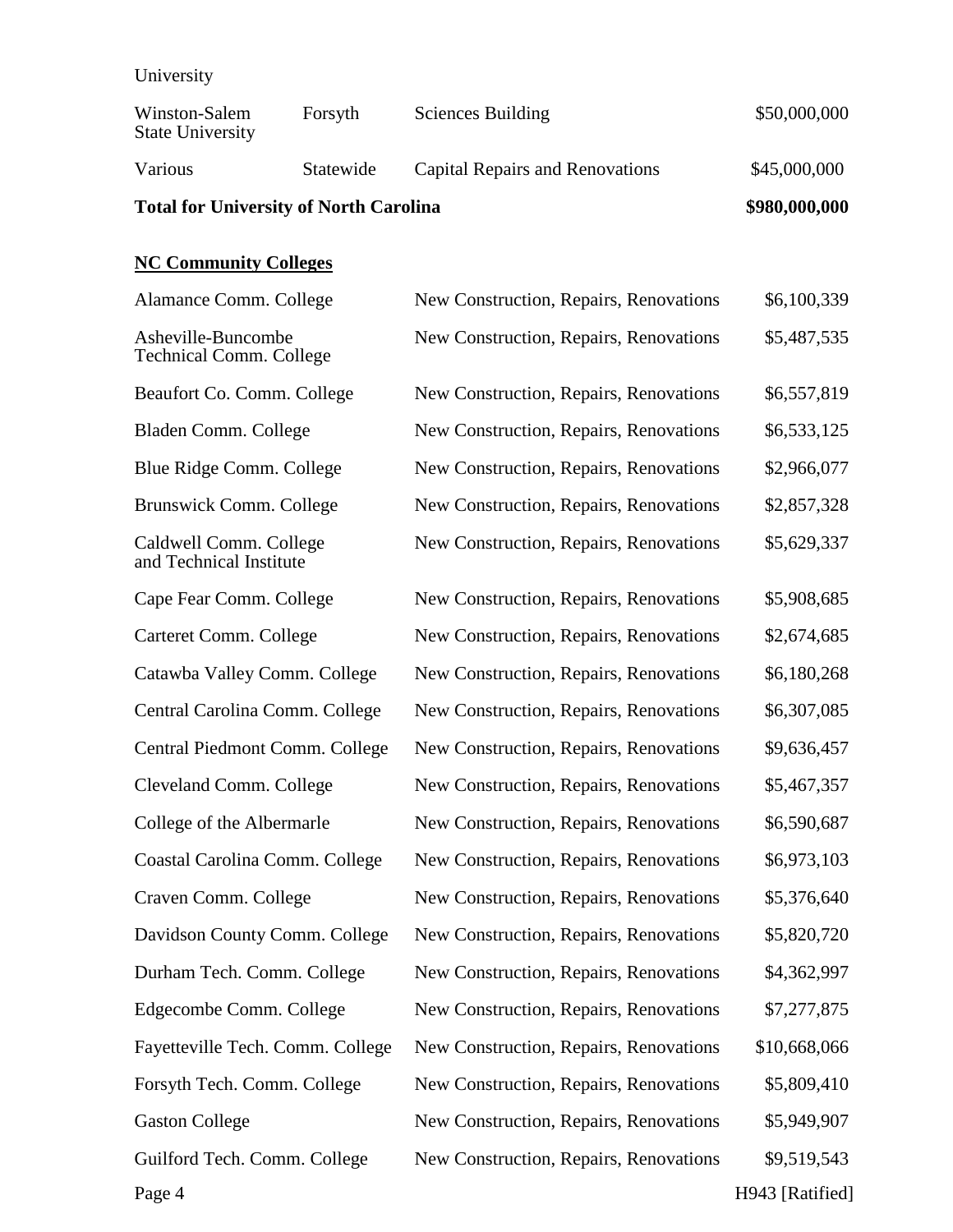| | | | |
|---|---|---|---|
| University | | | |
| Winston-Salem State University | Forsyth | Sciences Building | $50,000,000 |
| Various | Statewide | Capital Repairs and Renovations | $45,000,000 |
| **Total for University of North Carolina** | | | **$980,000,000** |

**NC Community Colleges**

| | | |
|---|---|---|
| Alamance Comm. College | New Construction, Repairs, Renovations | $6,100,339 |
| Asheville-Buncombe Technical Comm. College | New Construction, Repairs, Renovations | $5,487,535 |
| Beaufort Co. Comm. College | New Construction, Repairs, Renovations | $6,557,819 |
| Bladen Comm. College | New Construction, Repairs, Renovations | $6,533,125 |
| Blue Ridge Comm. College | New Construction, Repairs, Renovations | $2,966,077 |
| Brunswick Comm. College | New Construction, Repairs, Renovations | $2,857,328 |
| Caldwell Comm. College and Technical Institute | New Construction, Repairs, Renovations | $5,629,337 |
| Cape Fear Comm. College | New Construction, Repairs, Renovations | $5,908,685 |
| Carteret Comm. College | New Construction, Repairs, Renovations | $2,674,685 |
| Catawba Valley Comm. College | New Construction, Repairs, Renovations | $6,180,268 |
| Central Carolina Comm. College | New Construction, Repairs, Renovations | $6,307,085 |
| Central Piedmont Comm. College | New Construction, Repairs, Renovations | $9,636,457 |
| Cleveland Comm. College | New Construction, Repairs, Renovations | $5,467,357 |
| College of the Albermarle | New Construction, Repairs, Renovations | $6,590,687 |
| Coastal Carolina Comm. College | New Construction, Repairs, Renovations | $6,973,103 |
| Craven Comm. College | New Construction, Repairs, Renovations | $5,376,640 |
| Davidson County Comm. College | New Construction, Repairs, Renovations | $5,820,720 |
| Durham Tech. Comm. College | New Construction, Repairs, Renovations | $4,362,997 |
| Edgecombe Comm. College | New Construction, Repairs, Renovations | $7,277,875 |
| Fayetteville Tech. Comm. College | New Construction, Repairs, Renovations | $10,668,066 |
| Forsyth Tech. Comm. College | New Construction, Repairs, Renovations | $5,809,410 |
| Gaston College | New Construction, Repairs, Renovations | $5,949,907 |
| Guilford Tech. Comm. College | New Construction, Repairs, Renovations | $9,519,543 |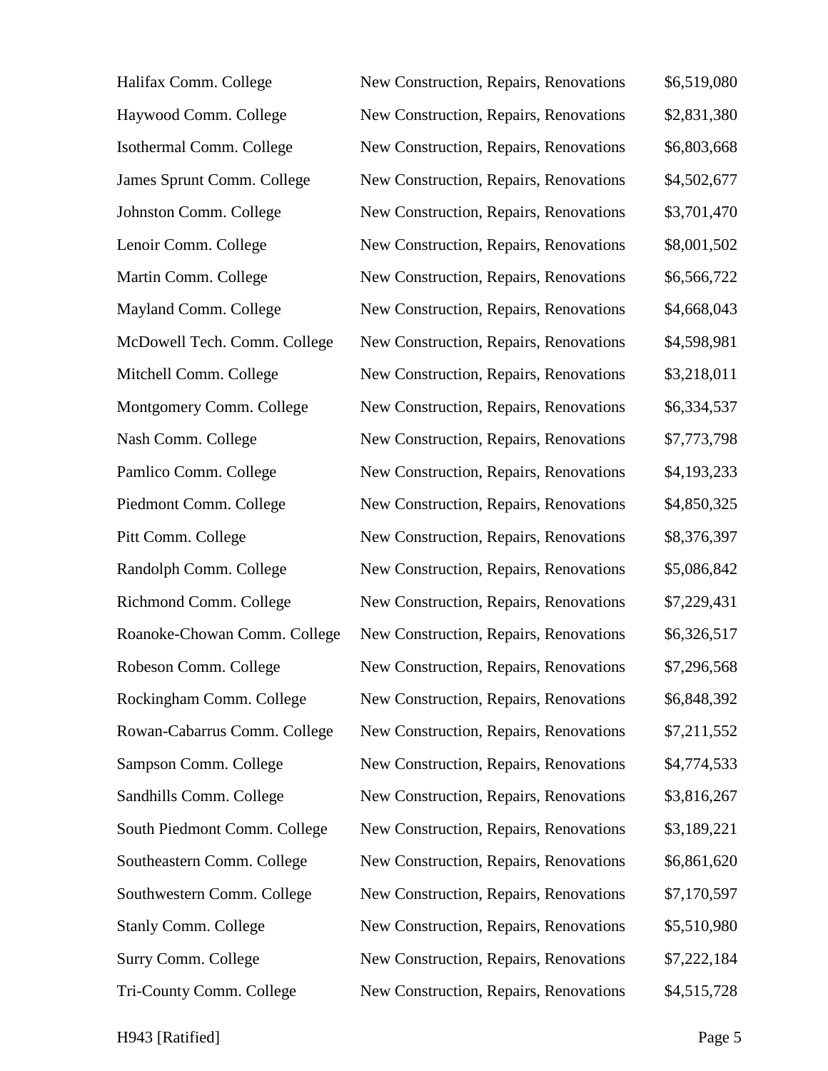| | | |
|---|---|---|
| Halifax Comm. College | New Construction, Repairs, Renovations | $6,519,080 |
| Haywood Comm. College | New Construction, Repairs, Renovations | $2,831,380 |
| Isothermal Comm. College | New Construction, Repairs, Renovations | $6,803,668 |
| James Sprunt Comm. College | New Construction, Repairs, Renovations | $4,502,677 |
| Johnston Comm. College | New Construction, Repairs, Renovations | $3,701,470 |
| Lenoir Comm. College | New Construction, Repairs, Renovations | $8,001,502 |
| Martin Comm. College | New Construction, Repairs, Renovations | $6,566,722 |
| Mayland Comm. College | New Construction, Repairs, Renovations | $4,668,043 |
| McDowell Tech. Comm. College | New Construction, Repairs, Renovations | $4,598,981 |
| Mitchell Comm. College | New Construction, Repairs, Renovations | $3,218,011 |
| Montgomery Comm. College | New Construction, Repairs, Renovations | $6,334,537 |
| Nash Comm. College | New Construction, Repairs, Renovations | $7,773,798 |
| Pamlico Comm. College | New Construction, Repairs, Renovations | $4,193,233 |
| Piedmont Comm. College | New Construction, Repairs, Renovations | $4,850,325 |
| Pitt Comm. College | New Construction, Repairs, Renovations | $8,376,397 |
| Randolph Comm. College | New Construction, Repairs, Renovations | $5,086,842 |
| Richmond Comm. College | New Construction, Repairs, Renovations | $7,229,431 |
| Roanoke-Chowan Comm. College | New Construction, Repairs, Renovations | $6,326,517 |
| Robeson Comm. College | New Construction, Repairs, Renovations | $7,296,568 |
| Rockingham Comm. College | New Construction, Repairs, Renovations | $6,848,392 |
| Rowan-Cabarrus Comm. College | New Construction, Repairs, Renovations | $7,211,552 |
| Sampson Comm. College | New Construction, Repairs, Renovations | $4,774,533 |
| Sandhills Comm. College | New Construction, Repairs, Renovations | $3,816,267 |
| South Piedmont Comm. College | New Construction, Repairs, Renovations | $3,189,221 |
| Southeastern Comm. College | New Construction, Repairs, Renovations | $6,861,620 |
| Southwestern Comm. College | New Construction, Repairs, Renovations | $7,170,597 |
| Stanly Comm. College | New Construction, Repairs, Renovations | $5,510,980 |
| Surry Comm. College | New Construction, Repairs, Renovations | $7,222,184 |
| Tri-County Comm. College | New Construction, Repairs, Renovations | $4,515,728 |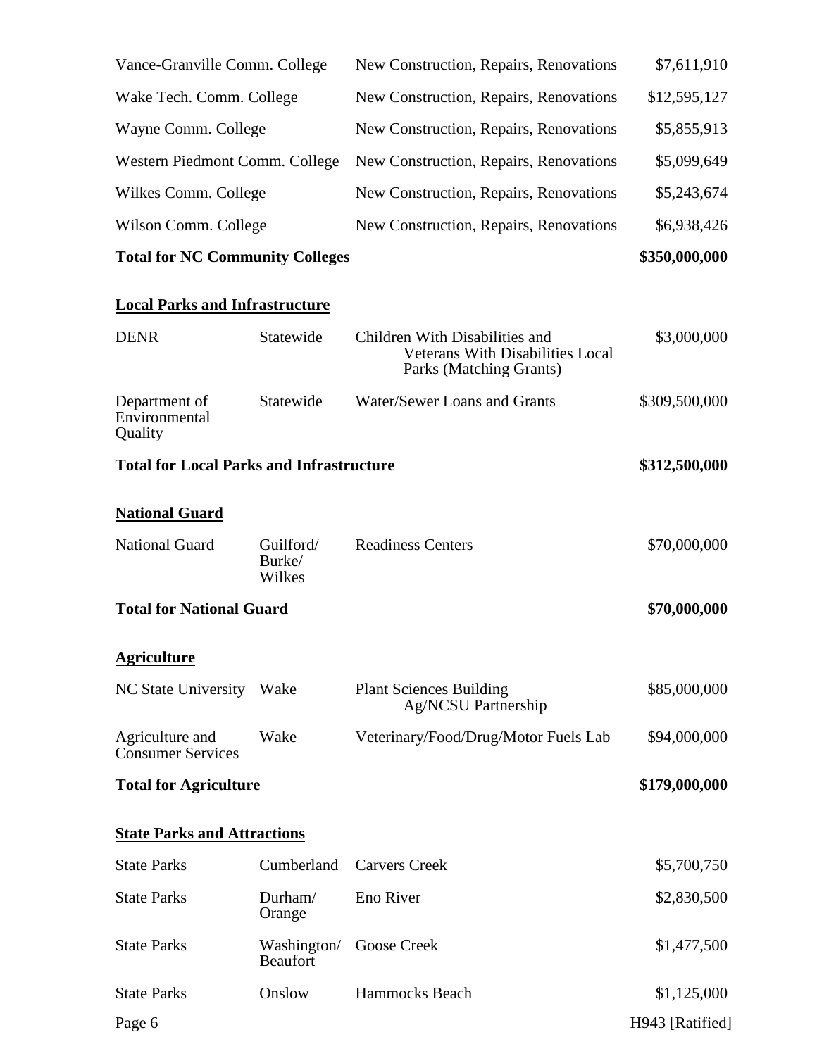| | | | |
|---|---|---|---|
| Vance-Granville Comm. College | | New Construction, Repairs, Renovations | $7,611,910 |
| Wake Tech. Comm. College | | New Construction, Repairs, Renovations | $12,595,127 |
| Wayne Comm. College | | New Construction, Repairs, Renovations | $5,855,913 |
| Western Piedmont Comm. College | | New Construction, Repairs, Renovations | $5,099,649 |
| Wilkes Comm. College | | New Construction, Repairs, Renovations | $5,243,674 |
| Wilson Comm. College | | New Construction, Repairs, Renovations | $6,938,426 |
| **Total for NC Community Colleges** | | | **$350,000,000** |

**Local Parks and Infrastructure**

| | | | |
|---|---|---|---|
| DENR | Statewide | Children With Disabilities and Veterans With Disabilities Local Parks (Matching Grants) | $3,000,000 |
| Department of Environmental Quality | Statewide | Water/Sewer Loans and Grants | $309,500,000 |
| **Total for Local Parks and Infrastructure** | | | **$312,500,000** |

**National Guard**

| | | | |
|---|---|---|---|
| National Guard | Guilford/ Burke/ Wilkes | Readiness Centers | $70,000,000 |
| **Total for National Guard** | | | **$70,000,000** |

**Agriculture**

| | | | |
|---|---|---|---|
| NC State University | Wake | Plant Sciences Building Ag/NCSU Partnership | $85,000,000 |
| Agriculture and Consumer Services | Wake | Veterinary/Food/Drug/Motor Fuels Lab | $94,000,000 |
| **Total for Agriculture** | | | **$179,000,000** |

**State Parks and Attractions**

| | | | |
|---|---|---|---|
| State Parks | Cumberland | Carvers Creek | $5,700,750 |
| State Parks | Durham/ Orange | Eno River | $2,830,500 |
| State Parks | Washington/ Beaufort | Goose Creek | $1,477,500 |
| State Parks | Onslow | Hammocks Beach | $1,125,000 |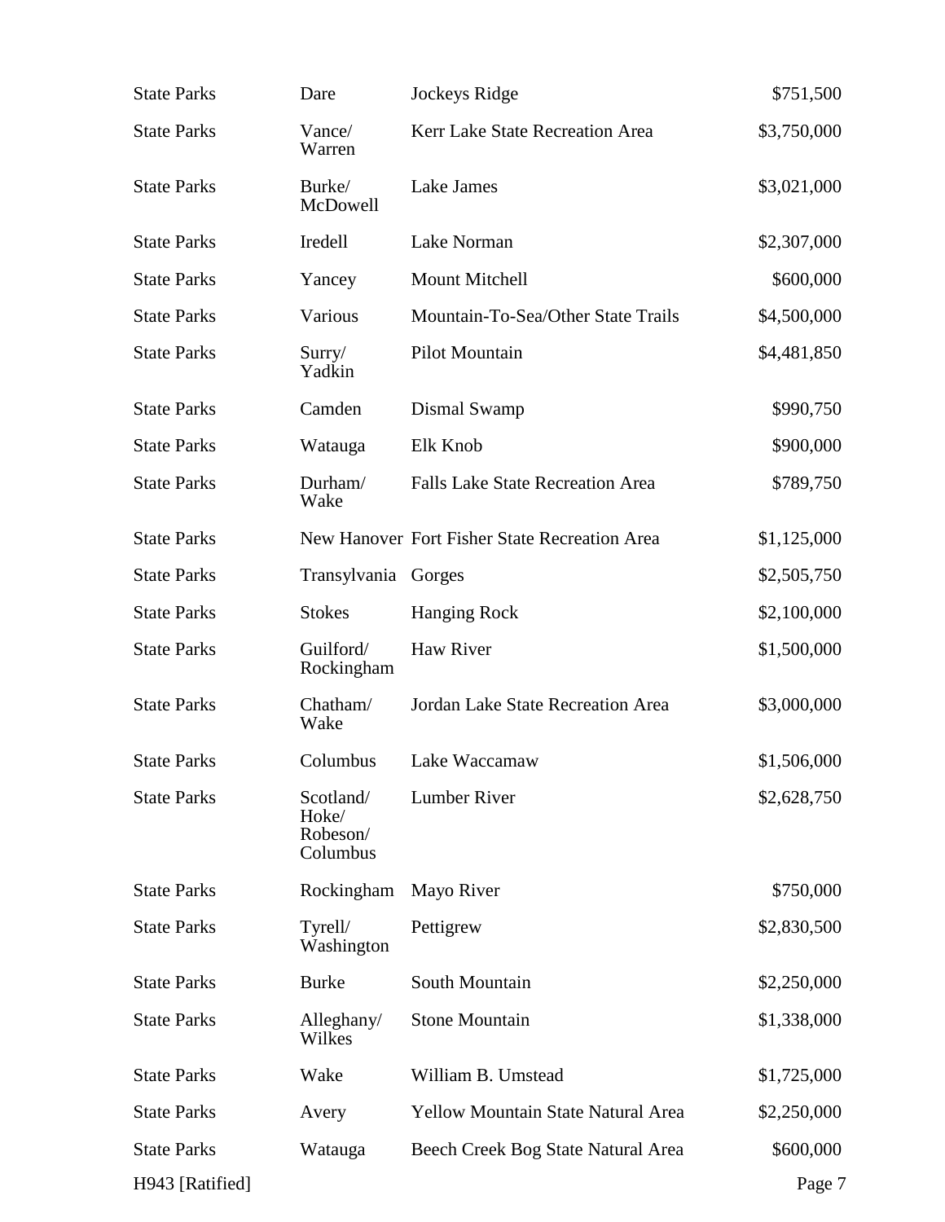| | | | |
|---|---|---|---|
| State Parks | Dare | Jockeys Ridge | $751,500 |
| State Parks | Vance/ Warren | Kerr Lake State Recreation Area | $3,750,000 |
| State Parks | Burke/ McDowell | Lake James | $3,021,000 |
| State Parks | Iredell | Lake Norman | $2,307,000 |
| State Parks | Yancey | Mount Mitchell | $600,000 |
| State Parks | Various | Mountain-To-Sea/Other State Trails | $4,500,000 |
| State Parks | Surry/ Yadkin | Pilot Mountain | $4,481,850 |
| State Parks | Camden | Dismal Swamp | $990,750 |
| State Parks | Watauga | Elk Knob | $900,000 |
| State Parks | Durham/ Wake | Falls Lake State Recreation Area | $789,750 |
| State Parks | New Hanover | Fort Fisher State Recreation Area | $1,125,000 |
| State Parks | Transylvania | Gorges | $2,505,750 |
| State Parks | Stokes | Hanging Rock | $2,100,000 |
| State Parks | Guilford/ Rockingham | Haw River | $1,500,000 |
| State Parks | Chatham/ Wake | Jordan Lake State Recreation Area | $3,000,000 |
| State Parks | Columbus | Lake Waccamaw | $1,506,000 |
| State Parks | Scotland/ Hoke/ Robeson/ Columbus | Lumber River | $2,628,750 |
| State Parks | Rockingham | Mayo River | $750,000 |
| State Parks | Tyrell/ Washington | Pettigrew | $2,830,500 |
| State Parks | Burke | South Mountain | $2,250,000 |
| State Parks | Alleghany/ Wilkes | Stone Mountain | $1,338,000 |
| State Parks | Wake | William B. Umstead | $1,725,000 |
| State Parks | Avery | Yellow Mountain State Natural Area | $2,250,000 |
| State Parks | Watauga | Beech Creek Bog State Natural Area | $600,000 |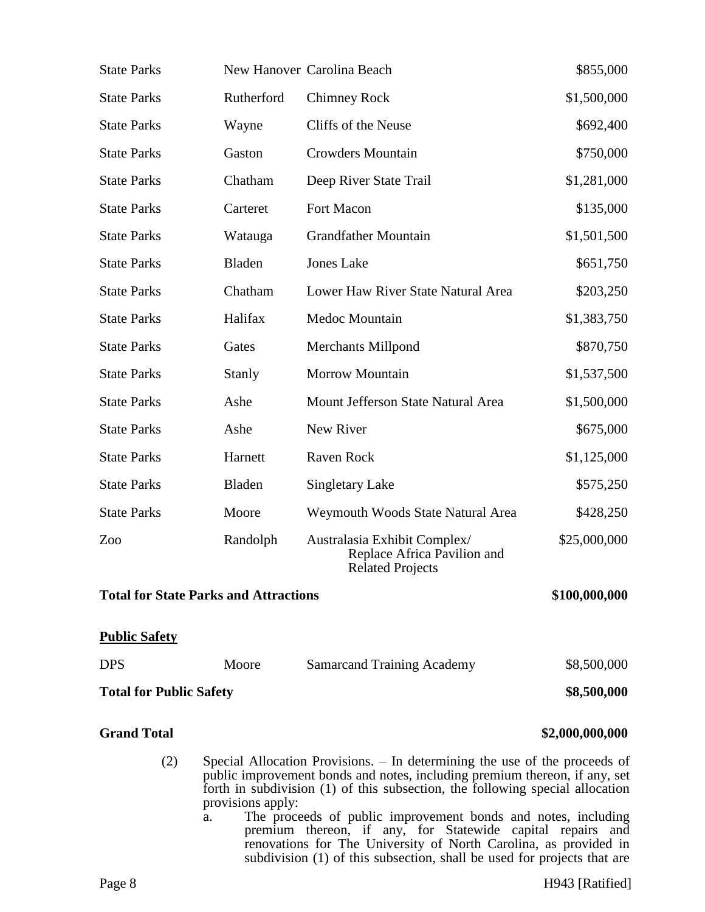| | | | |
|---|---|---|---|
| State Parks | New Hanover | Carolina Beach | $855,000 |
| State Parks | Rutherford | Chimney Rock | $1,500,000 |
| State Parks | Wayne | Cliffs of the Neuse | $692,400 |
| State Parks | Gaston | Crowders Mountain | $750,000 |
| State Parks | Chatham | Deep River State Trail | $1,281,000 |
| State Parks | Carteret | Fort Macon | $135,000 |
| State Parks | Watauga | Grandfather Mountain | $1,501,500 |
| State Parks | Bladen | Jones Lake | $651,750 |
| State Parks | Chatham | Lower Haw River State Natural Area | $203,250 |
| State Parks | Halifax | Medoc Mountain | $1,383,750 |
| State Parks | Gates | Merchants Millpond | $870,750 |
| State Parks | Stanly | Morrow Mountain | $1,537,500 |
| State Parks | Ashe | Mount Jefferson State Natural Area | $1,500,000 |
| State Parks | Ashe | New River | $675,000 |
| State Parks | Harnett | Raven Rock | $1,125,000 |
| State Parks | Bladen | Singletary Lake | $575,250 |
| State Parks | Moore | Weymouth Woods State Natural Area | $428,250 |
| Zoo | Randolph | Australasia Exhibit Complex/ Replace Africa Pavilion and Related Projects | $25,000,000 |
| **Total for State Parks and Attractions** | | | **$100,000,000** |

**<u>Public Safety</u>**

| | | | |
|---|---|---|---|
| DPS | Moore | Samarcand Training Academy | $8,500,000 |
| **Total for Public Safety** | | | **$8,500,000** |

**Grand Total** **$2,000,000,000**

(2) Special Allocation Provisions. – In determining the use of the proceeds of public improvement bonds and notes, including premium thereon, if any, set forth in subdivision (1) of this subsection, the following special allocation provisions apply:

a. The proceeds of public improvement bonds and notes, including premium thereon, if any, for Statewide capital repairs and renovations for The University of North Carolina, as provided in subdivision (1) of this subsection, shall be used for projects that are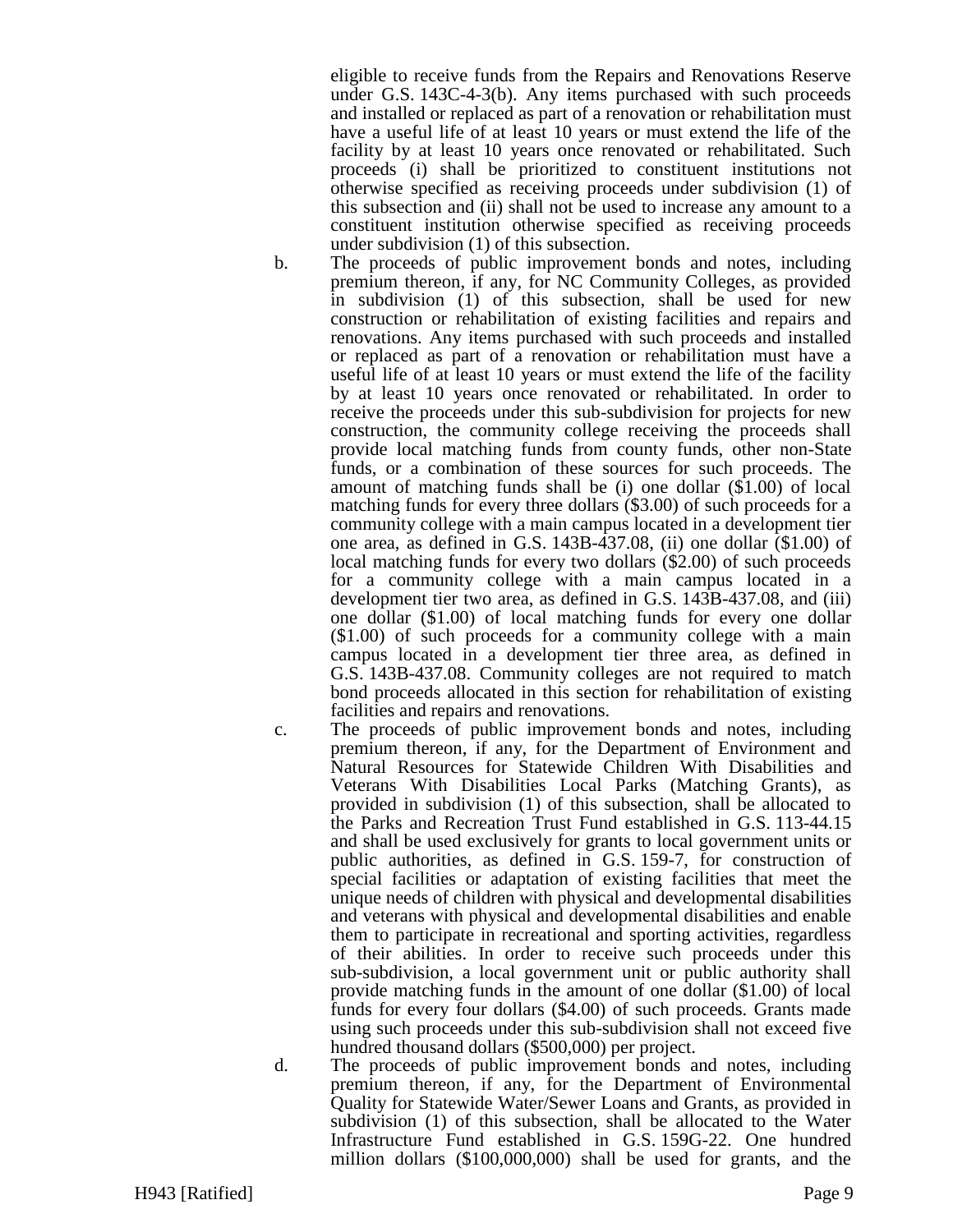eligible to receive funds from the Repairs and Renovations Reserve under G.S. 143C-4-3(b). Any items purchased with such proceeds and installed or replaced as part of a renovation or rehabilitation must have a useful life of at least 10 years or must extend the life of the facility by at least 10 years once renovated or rehabilitated. Such proceeds (i) shall be prioritized to constituent institutions not otherwise specified as receiving proceeds under subdivision (1) of this subsection and (ii) shall not be used to increase any amount to a constituent institution otherwise specified as receiving proceeds under subdivision (1) of this subsection.

b. The proceeds of public improvement bonds and notes, including premium thereon, if any, for NC Community Colleges, as provided in subdivision (1) of this subsection, shall be used for new construction or rehabilitation of existing facilities and repairs and renovations. Any items purchased with such proceeds and installed or replaced as part of a renovation or rehabilitation must have a useful life of at least 10 years or must extend the life of the facility by at least 10 years once renovated or rehabilitated. In order to receive the proceeds under this sub-subdivision for projects for new construction, the community college receiving the proceeds shall provide local matching funds from county funds, other non-State funds, or a combination of these sources for such proceeds. The amount of matching funds shall be (i) one dollar ($1.00) of local matching funds for every three dollars ($3.00) of such proceeds for a community college with a main campus located in a development tier one area, as defined in G.S. 143B-437.08, (ii) one dollar ($1.00) of local matching funds for every two dollars ($2.00) of such proceeds for a community college with a main campus located in a development tier two area, as defined in G.S. 143B-437.08, and (iii) one dollar ($1.00) of local matching funds for every one dollar ($1.00) of such proceeds for a community college with a main campus located in a development tier three area, as defined in G.S. 143B-437.08. Community colleges are not required to match bond proceeds allocated in this section for rehabilitation of existing facilities and repairs and renovations.

c. The proceeds of public improvement bonds and notes, including premium thereon, if any, for the Department of Environment and Natural Resources for Statewide Children With Disabilities and Veterans With Disabilities Local Parks (Matching Grants), as provided in subdivision (1) of this subsection, shall be allocated to the Parks and Recreation Trust Fund established in G.S. 113-44.15 and shall be used exclusively for grants to local government units or public authorities, as defined in G.S. 159-7, for construction of special facilities or adaptation of existing facilities that meet the unique needs of children with physical and developmental disabilities and veterans with physical and developmental disabilities and enable them to participate in recreational and sporting activities, regardless of their abilities. In order to receive such proceeds under this sub-subdivision, a local government unit or public authority shall provide matching funds in the amount of one dollar ($1.00) of local funds for every four dollars ($4.00) of such proceeds. Grants made using such proceeds under this sub-subdivision shall not exceed five hundred thousand dollars ($500,000) per project.

d. The proceeds of public improvement bonds and notes, including premium thereon, if any, for the Department of Environmental Quality for Statewide Water/Sewer Loans and Grants, as provided in subdivision (1) of this subsection, shall be allocated to the Water Infrastructure Fund established in G.S. 159G-22. One hundred million dollars ($100,000,000) shall be used for grants, and the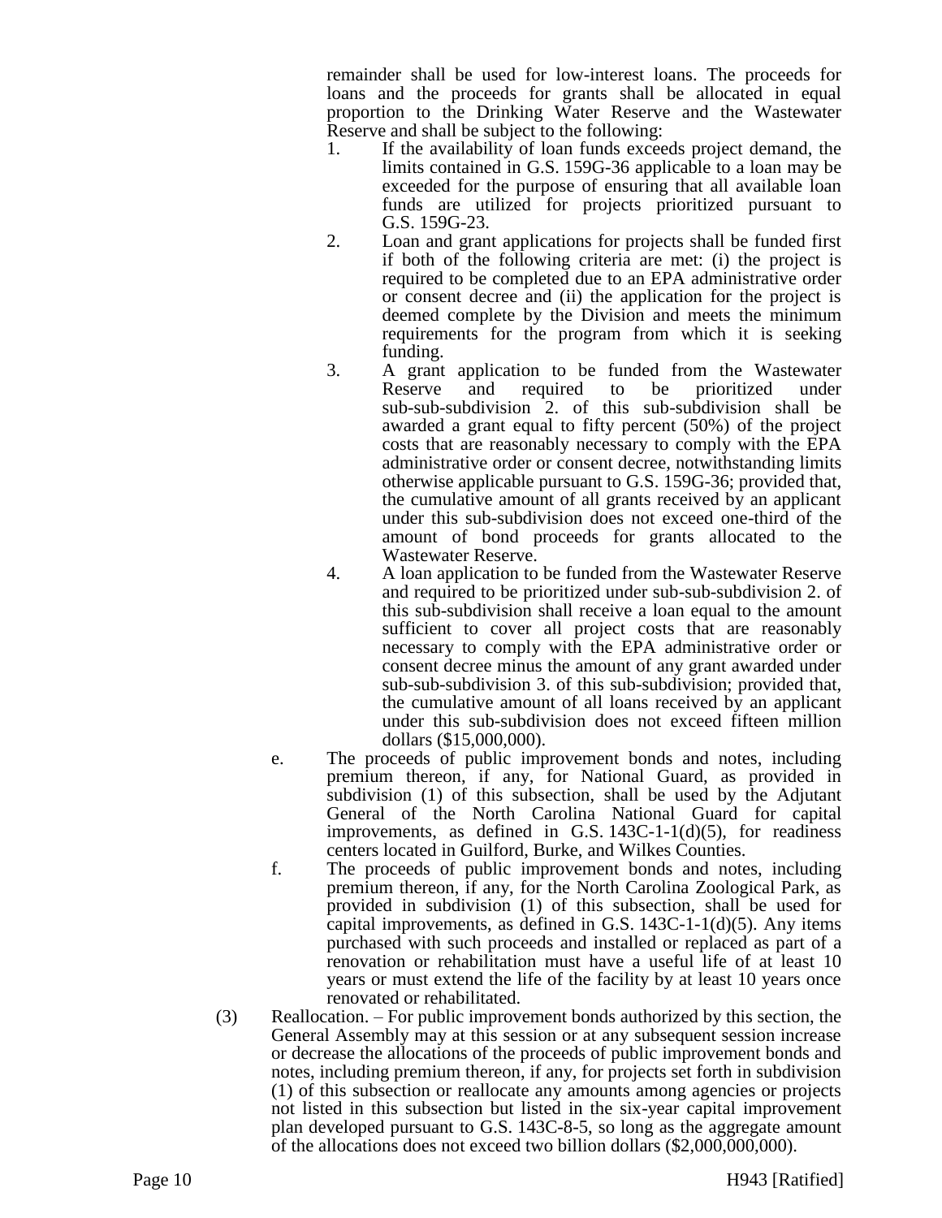remainder shall be used for low-interest loans. The proceeds for loans and the proceeds for grants shall be allocated in equal proportion to the Drinking Water Reserve and the Wastewater Reserve and shall be subject to the following:

1. If the availability of loan funds exceeds project demand, the limits contained in G.S. 159G-36 applicable to a loan may be exceeded for the purpose of ensuring that all available loan funds are utilized for projects prioritized pursuant to G.S. 159G-23.
2. Loan and grant applications for projects shall be funded first if both of the following criteria are met: (i) the project is required to be completed due to an EPA administrative order or consent decree and (ii) the application for the project is deemed complete by the Division and meets the minimum requirements for the program from which it is seeking funding.
3. A grant application to be funded from the Wastewater Reserve and required to be prioritized under sub-sub-subdivision 2. of this sub-subdivision shall be awarded a grant equal to fifty percent (50%) of the project costs that are reasonably necessary to comply with the EPA administrative order or consent decree, notwithstanding limits otherwise applicable pursuant to G.S. 159G-36; provided that, the cumulative amount of all grants received by an applicant under this sub-subdivision does not exceed one-third of the amount of bond proceeds for grants allocated to the Wastewater Reserve.
4. A loan application to be funded from the Wastewater Reserve and required to be prioritized under sub-sub-subdivision 2. of this sub-subdivision shall receive a loan equal to the amount sufficient to cover all project costs that are reasonably necessary to comply with the EPA administrative order or consent decree minus the amount of any grant awarded under sub-sub-subdivision 3. of this sub-subdivision; provided that, the cumulative amount of all loans received by an applicant under this sub-subdivision does not exceed fifteen million dollars ($15,000,000).

e. The proceeds of public improvement bonds and notes, including premium thereon, if any, for National Guard, as provided in subdivision (1) of this subsection, shall be used by the Adjutant General of the North Carolina National Guard for capital improvements, as defined in G.S. 143C-1-1(d)(5), for readiness centers located in Guilford, Burke, and Wilkes Counties.

f. The proceeds of public improvement bonds and notes, including premium thereon, if any, for the North Carolina Zoological Park, as provided in subdivision (1) of this subsection, shall be used for capital improvements, as defined in G.S. 143C-1-1(d)(5). Any items purchased with such proceeds and installed or replaced as part of a renovation or rehabilitation must have a useful life of at least 10 years or must extend the life of the facility by at least 10 years once renovated or rehabilitated.

(3) Reallocation. – For public improvement bonds authorized by this section, the General Assembly may at this session or at any subsequent session increase or decrease the allocations of the proceeds of public improvement bonds and notes, including premium thereon, if any, for projects set forth in subdivision (1) of this subsection or reallocate any amounts among agencies or projects not listed in this subsection but listed in the six-year capital improvement plan developed pursuant to G.S. 143C-8-5, so long as the aggregate amount of the allocations does not exceed two billion dollars ($2,000,000,000).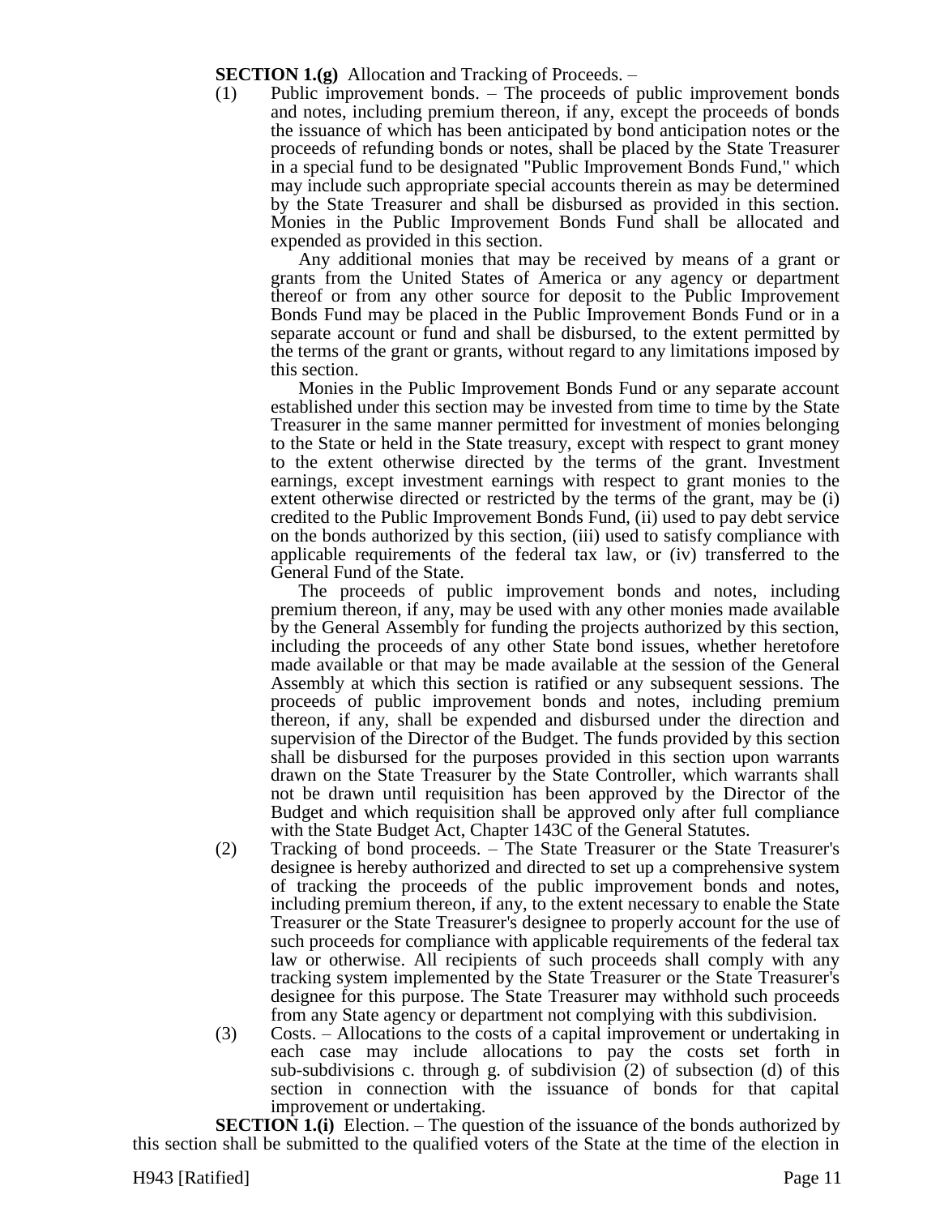**SECTION 1.(g)** Allocation and Tracking of Proceeds. –

(1) Public improvement bonds. – The proceeds of public improvement bonds and notes, including premium thereon, if any, except the proceeds of bonds the issuance of which has been anticipated by bond anticipation notes or the proceeds of refunding bonds or notes, shall be placed by the State Treasurer in a special fund to be designated "Public Improvement Bonds Fund," which may include such appropriate special accounts therein as may be determined by the State Treasurer and shall be disbursed as provided in this section. Monies in the Public Improvement Bonds Fund shall be allocated and expended as provided in this section.

Any additional monies that may be received by means of a grant or grants from the United States of America or any agency or department thereof or from any other source for deposit to the Public Improvement Bonds Fund may be placed in the Public Improvement Bonds Fund or in a separate account or fund and shall be disbursed, to the extent permitted by the terms of the grant or grants, without regard to any limitations imposed by this section.

Monies in the Public Improvement Bonds Fund or any separate account established under this section may be invested from time to time by the State Treasurer in the same manner permitted for investment of monies belonging to the State or held in the State treasury, except with respect to grant money to the extent otherwise directed by the terms of the grant. Investment earnings, except investment earnings with respect to grant monies to the extent otherwise directed or restricted by the terms of the grant, may be (i) credited to the Public Improvement Bonds Fund, (ii) used to pay debt service on the bonds authorized by this section, (iii) used to satisfy compliance with applicable requirements of the federal tax law, or (iv) transferred to the General Fund of the State.

The proceeds of public improvement bonds and notes, including premium thereon, if any, may be used with any other monies made available by the General Assembly for funding the projects authorized by this section, including the proceeds of any other State bond issues, whether heretofore made available or that may be made available at the session of the General Assembly at which this section is ratified or any subsequent sessions. The proceeds of public improvement bonds and notes, including premium thereon, if any, shall be expended and disbursed under the direction and supervision of the Director of the Budget. The funds provided by this section shall be disbursed for the purposes provided in this section upon warrants drawn on the State Treasurer by the State Controller, which warrants shall not be drawn until requisition has been approved by the Director of the Budget and which requisition shall be approved only after full compliance with the State Budget Act, Chapter 143C of the General Statutes.

(2) Tracking of bond proceeds. – The State Treasurer or the State Treasurer's designee is hereby authorized and directed to set up a comprehensive system of tracking the proceeds of the public improvement bonds and notes, including premium thereon, if any, to the extent necessary to enable the State Treasurer or the State Treasurer's designee to properly account for the use of such proceeds for compliance with applicable requirements of the federal tax law or otherwise. All recipients of such proceeds shall comply with any tracking system implemented by the State Treasurer or the State Treasurer's designee for this purpose. The State Treasurer may withhold such proceeds from any State agency or department not complying with this subdivision.

(3) Costs. – Allocations to the costs of a capital improvement or undertaking in each case may include allocations to pay the costs set forth in sub-subdivisions c. through g. of subdivision (2) of subsection (d) of this section in connection with the issuance of bonds for that capital improvement or undertaking.

**SECTION 1.(i)** Election. – The question of the issuance of the bonds authorized by this section shall be submitted to the qualified voters of the State at the time of the election in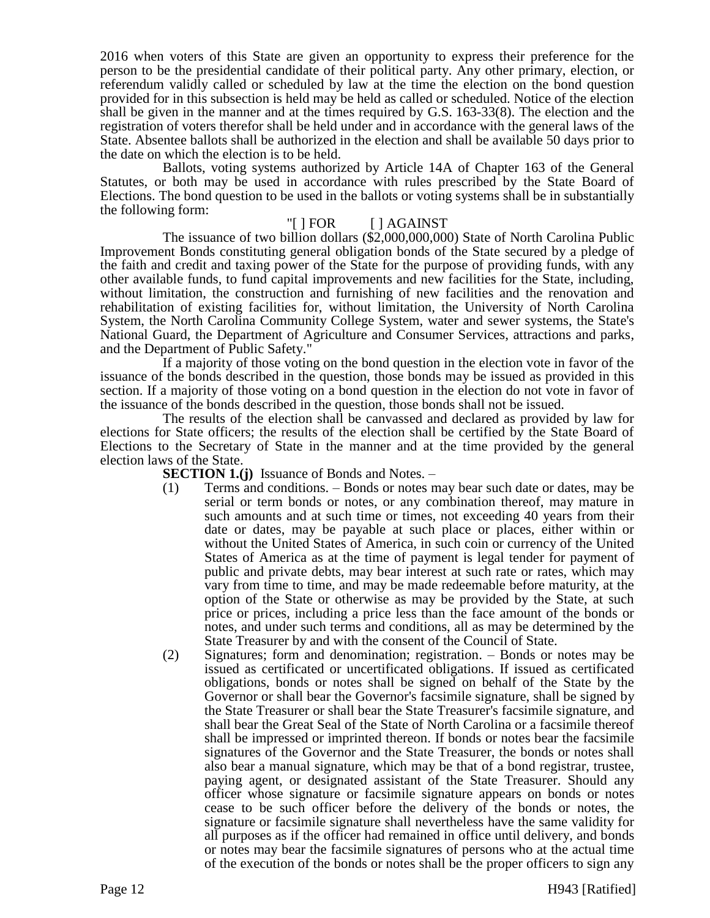2016 when voters of this State are given an opportunity to express their preference for the person to be the presidential candidate of their political party. Any other primary, election, or referendum validly called or scheduled by law at the time the election on the bond question provided for in this subsection is held may be held as called or scheduled. Notice of the election shall be given in the manner and at the times required by G.S. 163-33(8). The election and the registration of voters therefor shall be held under and in accordance with the general laws of the State. Absentee ballots shall be authorized in the election and shall be available 50 days prior to the date on which the election is to be held.

Ballots, voting systems authorized by Article 14A of Chapter 163 of the General Statutes, or both may be used in accordance with rules prescribed by the State Board of Elections. The bond question to be used in the ballots or voting systems shall be in substantially the following form:

"[ ] FOR [ ] AGAINST

The issuance of two billion dollars ($2,000,000,000) State of North Carolina Public Improvement Bonds constituting general obligation bonds of the State secured by a pledge of the faith and credit and taxing power of the State for the purpose of providing funds, with any other available funds, to fund capital improvements and new facilities for the State, including, without limitation, the construction and furnishing of new facilities and the renovation and rehabilitation of existing facilities for, without limitation, the University of North Carolina System, the North Carolina Community College System, water and sewer systems, the State's National Guard, the Department of Agriculture and Consumer Services, attractions and parks, and the Department of Public Safety."

If a majority of those voting on the bond question in the election vote in favor of the issuance of the bonds described in the question, those bonds may be issued as provided in this section. If a majority of those voting on a bond question in the election do not vote in favor of the issuance of the bonds described in the question, those bonds shall not be issued.

The results of the election shall be canvassed and declared as provided by law for elections for State officers; the results of the election shall be certified by the State Board of Elections to the Secretary of State in the manner and at the time provided by the general election laws of the State.

**SECTION 1.(j)** Issuance of Bonds and Notes. –

(1) Terms and conditions. – Bonds or notes may bear such date or dates, may be serial or term bonds or notes, or any combination thereof, may mature in such amounts and at such time or times, not exceeding 40 years from their date or dates, may be payable at such place or places, either within or without the United States of America, in such coin or currency of the United States of America as at the time of payment is legal tender for payment of public and private debts, may bear interest at such rate or rates, which may vary from time to time, and may be made redeemable before maturity, at the option of the State or otherwise as may be provided by the State, at such price or prices, including a price less than the face amount of the bonds or notes, and under such terms and conditions, all as may be determined by the State Treasurer by and with the consent of the Council of State.

(2) Signatures; form and denomination; registration. – Bonds or notes may be issued as certificated or uncertificated obligations. If issued as certificated obligations, bonds or notes shall be signed on behalf of the State by the Governor or shall bear the Governor's facsimile signature, shall be signed by the State Treasurer or shall bear the State Treasurer's facsimile signature, and shall bear the Great Seal of the State of North Carolina or a facsimile thereof shall be impressed or imprinted thereon. If bonds or notes bear the facsimile signatures of the Governor and the State Treasurer, the bonds or notes shall also bear a manual signature, which may be that of a bond registrar, trustee, paying agent, or designated assistant of the State Treasurer. Should any officer whose signature or facsimile signature appears on bonds or notes cease to be such officer before the delivery of the bonds or notes, the signature or facsimile signature shall nevertheless have the same validity for all purposes as if the officer had remained in office until delivery, and bonds or notes may bear the facsimile signatures of persons who at the actual time of the execution of the bonds or notes shall be the proper officers to sign any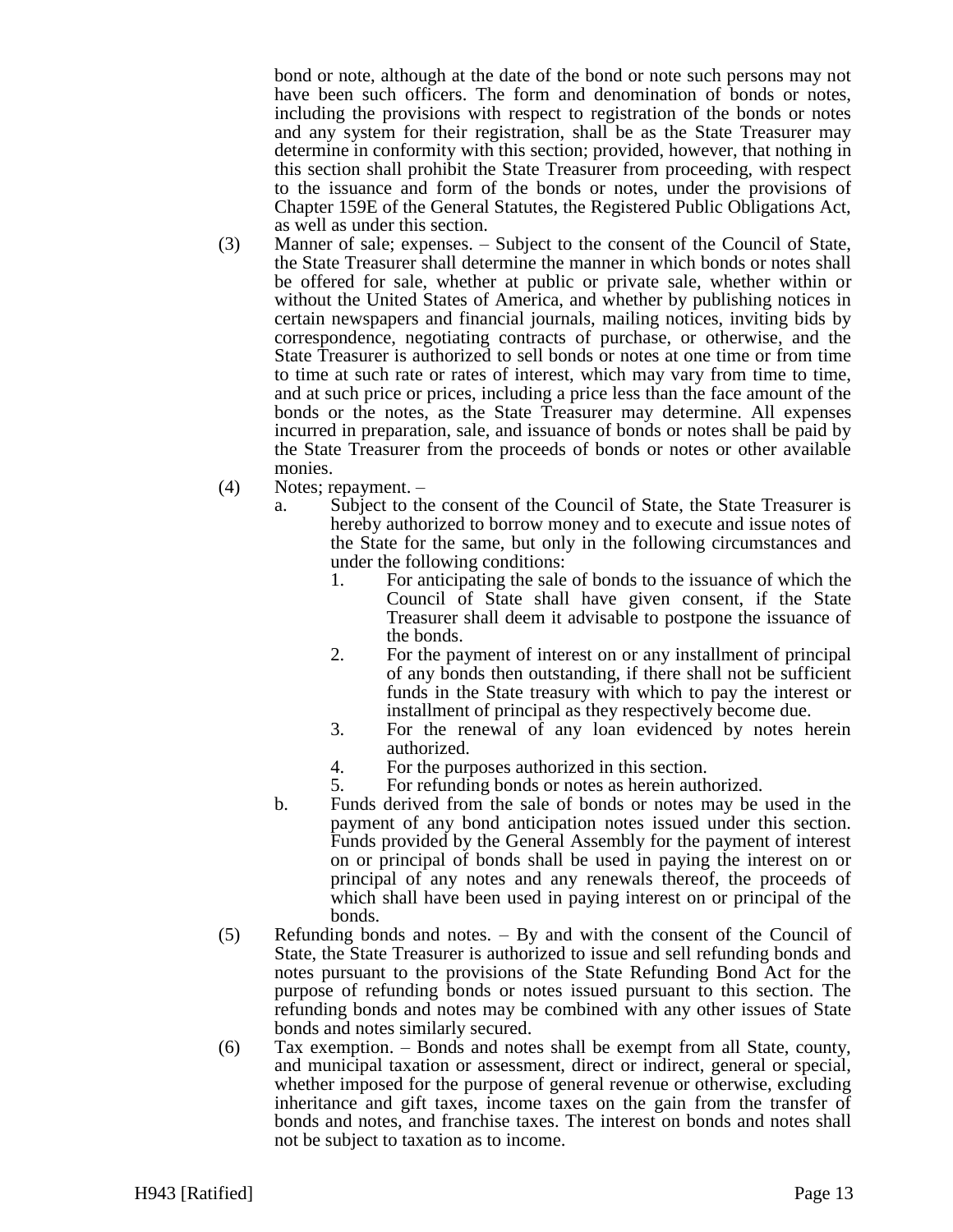bond or note, although at the date of the bond or note such persons may not have been such officers. The form and denomination of bonds or notes, including the provisions with respect to registration of the bonds or notes and any system for their registration, shall be as the State Treasurer may determine in conformity with this section; provided, however, that nothing in this section shall prohibit the State Treasurer from proceeding, with respect to the issuance and form of the bonds or notes, under the provisions of Chapter 159E of the General Statutes, the Registered Public Obligations Act, as well as under this section.

(3) Manner of sale; expenses. – Subject to the consent of the Council of State, the State Treasurer shall determine the manner in which bonds or notes shall be offered for sale, whether at public or private sale, whether within or without the United States of America, and whether by publishing notices in certain newspapers and financial journals, mailing notices, inviting bids by correspondence, negotiating contracts of purchase, or otherwise, and the State Treasurer is authorized to sell bonds or notes at one time or from time to time at such rate or rates of interest, which may vary from time to time, and at such price or prices, including a price less than the face amount of the bonds or the notes, as the State Treasurer may determine. All expenses incurred in preparation, sale, and issuance of bonds or notes shall be paid by the State Treasurer from the proceeds of bonds or notes or other available monies.

(4) Notes; repayment. –

  a. Subject to the consent of the Council of State, the State Treasurer is hereby authorized to borrow money and to execute and issue notes of the State for the same, but only in the following circumstances and under the following conditions:

    1. For anticipating the sale of bonds to the issuance of which the Council of State shall have given consent, if the State Treasurer shall deem it advisable to postpone the issuance of the bonds.
    2. For the payment of interest on or any installment of principal of any bonds then outstanding, if there shall not be sufficient funds in the State treasury with which to pay the interest or installment of principal as they respectively become due.
    3. For the renewal of any loan evidenced by notes herein authorized.
    4. For the purposes authorized in this section.
    5. For refunding bonds or notes as herein authorized.

  b. Funds derived from the sale of bonds or notes may be used in the payment of any bond anticipation notes issued under this section. Funds provided by the General Assembly for the payment of interest on or principal of bonds shall be used in paying the interest on or principal of any notes and any renewals thereof, the proceeds of which shall have been used in paying interest on or principal of the bonds.

(5) Refunding bonds and notes. – By and with the consent of the Council of State, the State Treasurer is authorized to issue and sell refunding bonds and notes pursuant to the provisions of the State Refunding Bond Act for the purpose of refunding bonds or notes issued pursuant to this section. The refunding bonds and notes may be combined with any other issues of State bonds and notes similarly secured.

(6) Tax exemption. – Bonds and notes shall be exempt from all State, county, and municipal taxation or assessment, direct or indirect, general or special, whether imposed for the purpose of general revenue or otherwise, excluding inheritance and gift taxes, income taxes on the gain from the transfer of bonds and notes, and franchise taxes. The interest on bonds and notes shall not be subject to taxation as to income.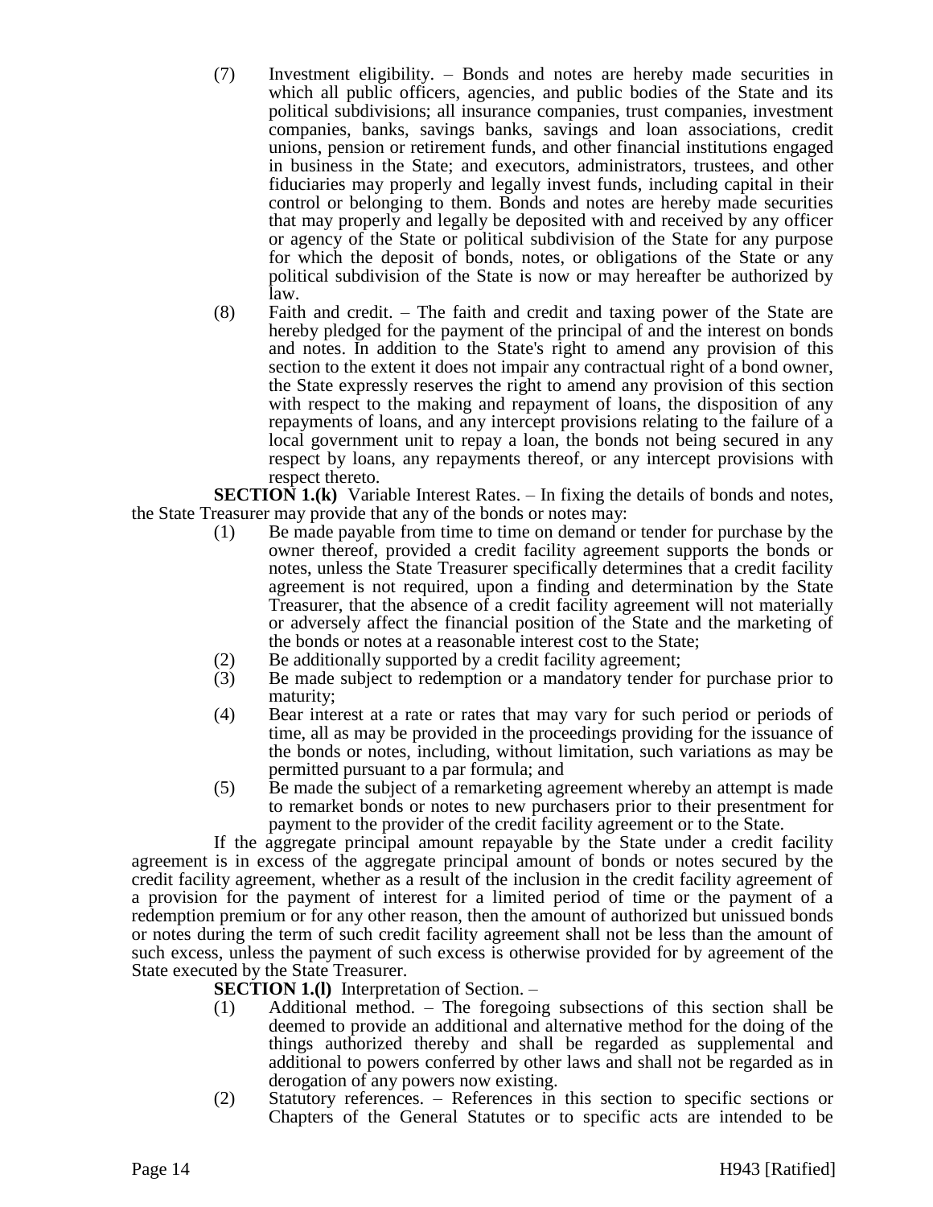(7) Investment eligibility. – Bonds and notes are hereby made securities in which all public officers, agencies, and public bodies of the State and its political subdivisions; all insurance companies, trust companies, investment companies, banks, savings banks, savings and loan associations, credit unions, pension or retirement funds, and other financial institutions engaged in business in the State; and executors, administrators, trustees, and other fiduciaries may properly and legally invest funds, including capital in their control or belonging to them. Bonds and notes are hereby made securities that may properly and legally be deposited with and received by any officer or agency of the State or political subdivision of the State for any purpose for which the deposit of bonds, notes, or obligations of the State or any political subdivision of the State is now or may hereafter be authorized by law.

(8) Faith and credit. – The faith and credit and taxing power of the State are hereby pledged for the payment of the principal of and the interest on bonds and notes. In addition to the State's right to amend any provision of this section to the extent it does not impair any contractual right of a bond owner, the State expressly reserves the right to amend any provision of this section with respect to the making and repayment of loans, the disposition of any repayments of loans, and any intercept provisions relating to the failure of a local government unit to repay a loan, the bonds not being secured in any respect by loans, any repayments thereof, or any intercept provisions with respect thereto.

**SECTION 1.(k)** Variable Interest Rates. – In fixing the details of bonds and notes, the State Treasurer may provide that any of the bonds or notes may:

(1) Be made payable from time to time on demand or tender for purchase by the owner thereof, provided a credit facility agreement supports the bonds or notes, unless the State Treasurer specifically determines that a credit facility agreement is not required, upon a finding and determination by the State Treasurer, that the absence of a credit facility agreement will not materially or adversely affect the financial position of the State and the marketing of the bonds or notes at a reasonable interest cost to the State;

(2) Be additionally supported by a credit facility agreement;

(3) Be made subject to redemption or a mandatory tender for purchase prior to maturity;

(4) Bear interest at a rate or rates that may vary for such period or periods of time, all as may be provided in the proceedings providing for the issuance of the bonds or notes, including, without limitation, such variations as may be permitted pursuant to a par formula; and

(5) Be made the subject of a remarketing agreement whereby an attempt is made to remarket bonds or notes to new purchasers prior to their presentment for payment to the provider of the credit facility agreement or to the State.

If the aggregate principal amount repayable by the State under a credit facility agreement is in excess of the aggregate principal amount of bonds or notes secured by the credit facility agreement, whether as a result of the inclusion in the credit facility agreement of a provision for the payment of interest for a limited period of time or the payment of a redemption premium or for any other reason, then the amount of authorized but unissued bonds or notes during the term of such credit facility agreement shall not be less than the amount of such excess, unless the payment of such excess is otherwise provided for by agreement of the State executed by the State Treasurer.

**SECTION 1.(l)** Interpretation of Section. –

(1) Additional method. – The foregoing subsections of this section shall be deemed to provide an additional and alternative method for the doing of the things authorized thereby and shall be regarded as supplemental and additional to powers conferred by other laws and shall not be regarded as in derogation of any powers now existing.

(2) Statutory references. – References in this section to specific sections or Chapters of the General Statutes or to specific acts are intended to be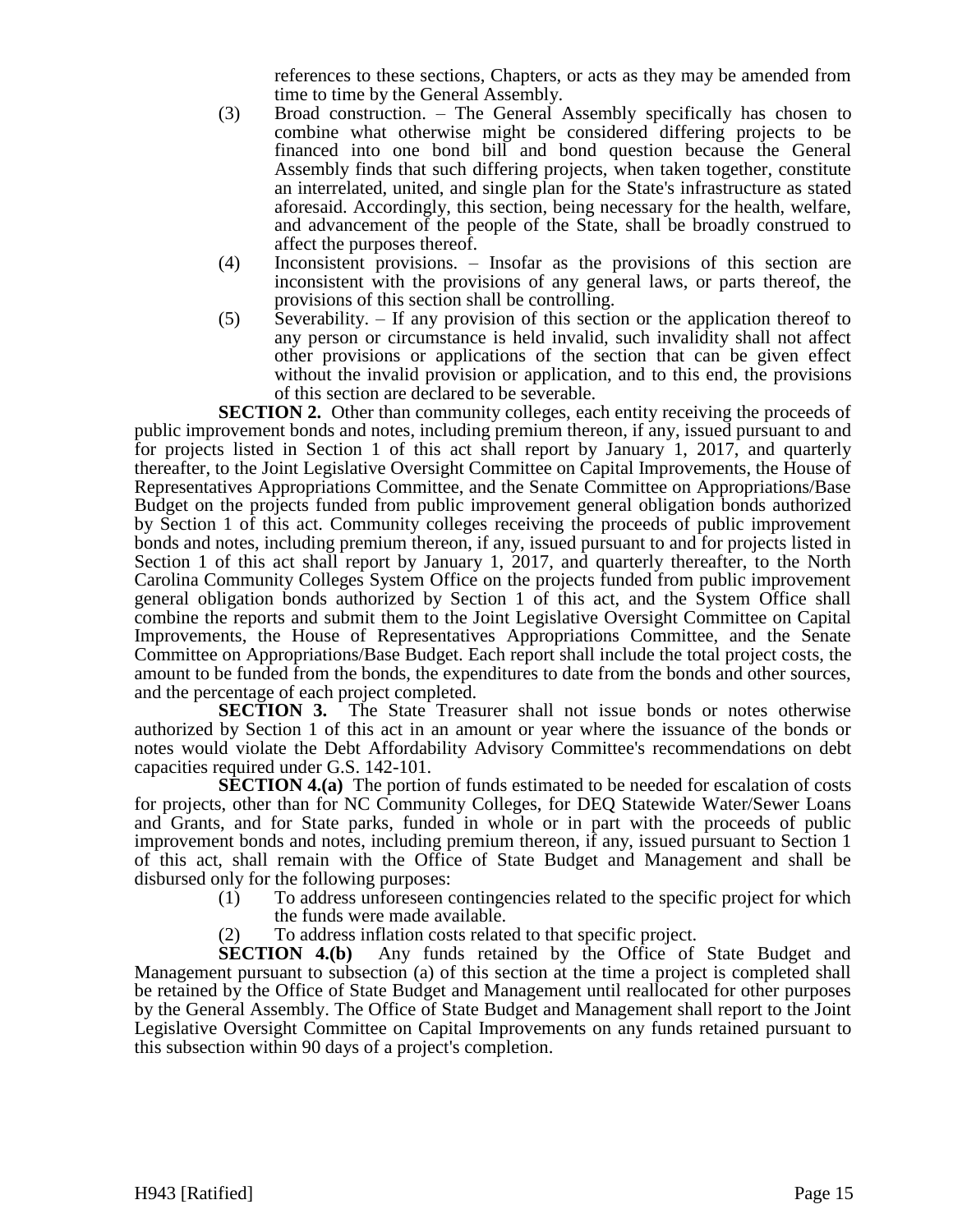references to these sections, Chapters, or acts as they may be amended from time to time by the General Assembly.

(3) Broad construction. – The General Assembly specifically has chosen to combine what otherwise might be considered differing projects to be financed into one bond bill and bond question because the General Assembly finds that such differing projects, when taken together, constitute an interrelated, united, and single plan for the State's infrastructure as stated aforesaid. Accordingly, this section, being necessary for the health, welfare, and advancement of the people of the State, shall be broadly construed to affect the purposes thereof.

(4) Inconsistent provisions. – Insofar as the provisions of this section are inconsistent with the provisions of any general laws, or parts thereof, the provisions of this section shall be controlling.

(5) Severability. – If any provision of this section or the application thereof to any person or circumstance is held invalid, such invalidity shall not affect other provisions or applications of the section that can be given effect without the invalid provision or application, and to this end, the provisions of this section are declared to be severable.

**SECTION 2.** Other than community colleges, each entity receiving the proceeds of public improvement bonds and notes, including premium thereon, if any, issued pursuant to and for projects listed in Section 1 of this act shall report by January 1, 2017, and quarterly thereafter, to the Joint Legislative Oversight Committee on Capital Improvements, the House of Representatives Appropriations Committee, and the Senate Committee on Appropriations/Base Budget on the projects funded from public improvement general obligation bonds authorized by Section 1 of this act. Community colleges receiving the proceeds of public improvement bonds and notes, including premium thereon, if any, issued pursuant to and for projects listed in Section 1 of this act shall report by January 1, 2017, and quarterly thereafter, to the North Carolina Community Colleges System Office on the projects funded from public improvement general obligation bonds authorized by Section 1 of this act, and the System Office shall combine the reports and submit them to the Joint Legislative Oversight Committee on Capital Improvements, the House of Representatives Appropriations Committee, and the Senate Committee on Appropriations/Base Budget. Each report shall include the total project costs, the amount to be funded from the bonds, the expenditures to date from the bonds and other sources, and the percentage of each project completed.

**SECTION 3.** The State Treasurer shall not issue bonds or notes otherwise authorized by Section 1 of this act in an amount or year where the issuance of the bonds or notes would violate the Debt Affordability Advisory Committee's recommendations on debt capacities required under G.S. 142-101.

**SECTION 4.(a)** The portion of funds estimated to be needed for escalation of costs for projects, other than for NC Community Colleges, for DEQ Statewide Water/Sewer Loans and Grants, and for State parks, funded in whole or in part with the proceeds of public improvement bonds and notes, including premium thereon, if any, issued pursuant to Section 1 of this act, shall remain with the Office of State Budget and Management and shall be disbursed only for the following purposes:

(1) To address unforeseen contingencies related to the specific project for which the funds were made available.

(2) To address inflation costs related to that specific project.

**SECTION 4.(b)** Any funds retained by the Office of State Budget and Management pursuant to subsection (a) of this section at the time a project is completed shall be retained by the Office of State Budget and Management until reallocated for other purposes by the General Assembly. The Office of State Budget and Management shall report to the Joint Legislative Oversight Committee on Capital Improvements on any funds retained pursuant to this subsection within 90 days of a project's completion.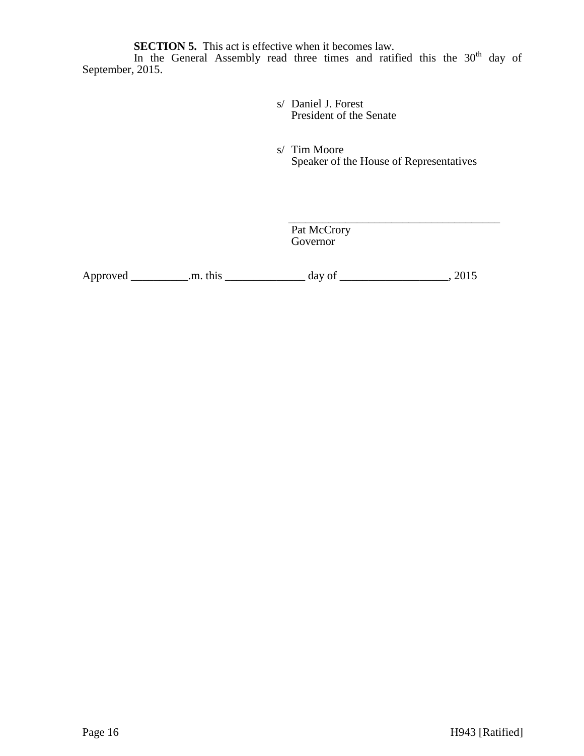**SECTION 5.** This act is effective when it becomes law.

In the General Assembly read three times and ratified this the 30th day of September, 2015.

s/ Daniel J. Forest
President of the Senate

s/ Tim Moore
Speaker of the House of Representatives

_____________________________________
Pat McCrory
Governor

Approved __________.m. this ______________ day of ___________________, 2015